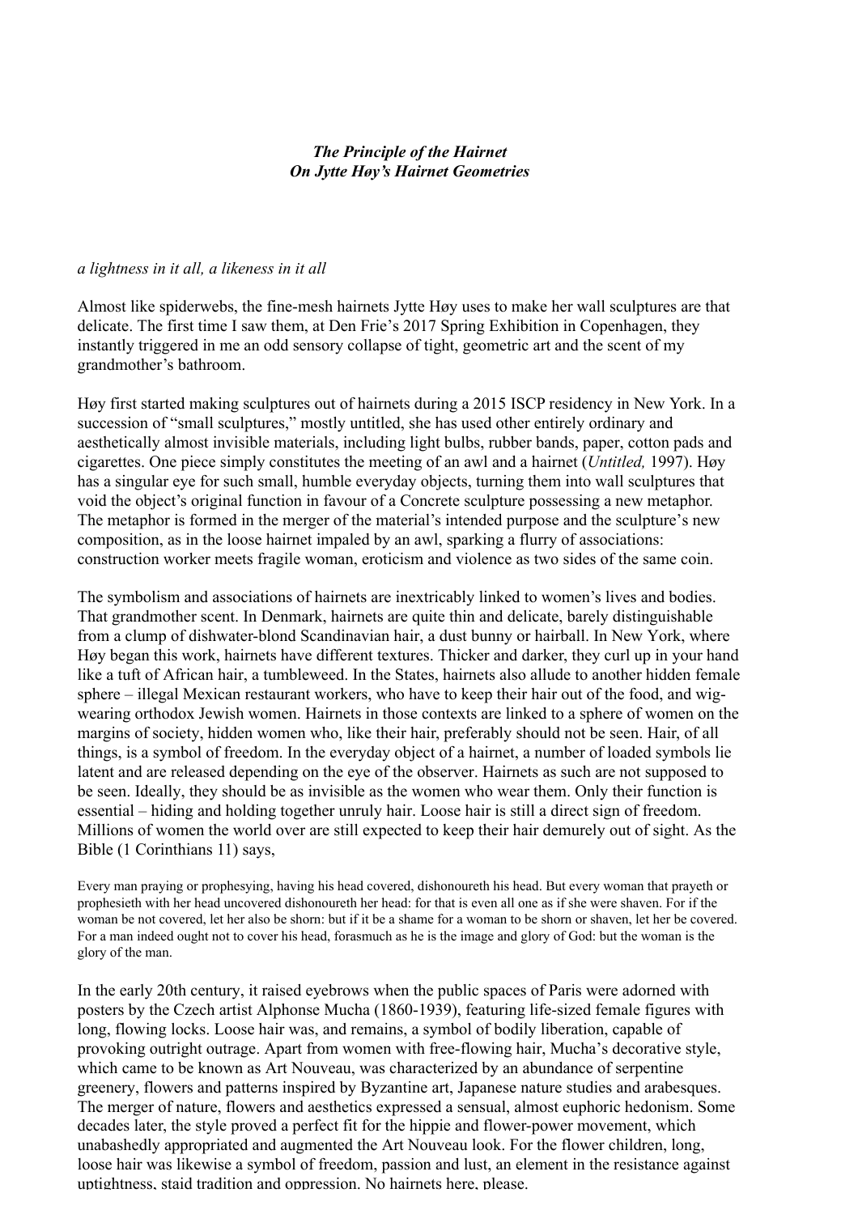***The Principle of the Hairnet***
***On Jytte Høy's Hairnet Geometries***

*a lightness in it all, a likeness in it all*

Almost like spiderwebs, the fine-mesh hairnets Jytte Høy uses to make her wall sculptures are that delicate. The first time I saw them, at Den Frie's 2017 Spring Exhibition in Copenhagen, they instantly triggered in me an odd sensory collapse of tight, geometric art and the scent of my grandmother's bathroom.

Høy first started making sculptures out of hairnets during a 2015 ISCP residency in New York. In a succession of "small sculptures," mostly untitled, she has used other entirely ordinary and aesthetically almost invisible materials, including light bulbs, rubber bands, paper, cotton pads and cigarettes. One piece simply constitutes the meeting of an awl and a hairnet (*Untitled,* 1997). Høy has a singular eye for such small, humble everyday objects, turning them into wall sculptures that void the object's original function in favour of a Concrete sculpture possessing a new metaphor. The metaphor is formed in the merger of the material's intended purpose and the sculpture's new composition, as in the loose hairnet impaled by an awl, sparking a flurry of associations: construction worker meets fragile woman, eroticism and violence as two sides of the same coin.

The symbolism and associations of hairnets are inextricably linked to women's lives and bodies. That grandmother scent. In Denmark, hairnets are quite thin and delicate, barely distinguishable from a clump of dishwater-blond Scandinavian hair, a dust bunny or hairball. In New York, where Høy began this work, hairnets have different textures. Thicker and darker, they curl up in your hand like a tuft of African hair, a tumbleweed. In the States, hairnets also allude to another hidden female sphere – illegal Mexican restaurant workers, who have to keep their hair out of the food, and wig-wearing orthodox Jewish women. Hairnets in those contexts are linked to a sphere of women on the margins of society, hidden women who, like their hair, preferably should not be seen. Hair, of all things, is a symbol of freedom. In the everyday object of a hairnet, a number of loaded symbols lie latent and are released depending on the eye of the observer. Hairnets as such are not supposed to be seen. Ideally, they should be as invisible as the women who wear them. Only their function is essential – hiding and holding together unruly hair. Loose hair is still a direct sign of freedom. Millions of women the world over are still expected to keep their hair demurely out of sight. As the Bible (1 Corinthians 11) says,

> Every man praying or prophesying, having his head covered, dishonoureth his head. But every woman that prayeth or prophesieth with her head uncovered dishonoureth her head: for that is even all one as if she were shaven. For if the woman be not covered, let her also be shorn: but if it be a shame for a woman to be shorn or shaven, let her be covered. For a man indeed ought not to cover his head, forasmuch as he is the image and glory of God: but the woman is the glory of the man.

In the early 20th century, it raised eyebrows when the public spaces of Paris were adorned with posters by the Czech artist Alphonse Mucha (1860-1939), featuring life-sized female figures with long, flowing locks. Loose hair was, and remains, a symbol of bodily liberation, capable of provoking outright outrage. Apart from women with free-flowing hair, Mucha's decorative style, which came to be known as Art Nouveau, was characterized by an abundance of serpentine greenery, flowers and patterns inspired by Byzantine art, Japanese nature studies and arabesques. The merger of nature, flowers and aesthetics expressed a sensual, almost euphoric hedonism. Some decades later, the style proved a perfect fit for the hippie and flower-power movement, which unabashedly appropriated and augmented the Art Nouveau look. For the flower children, long, loose hair was likewise a symbol of freedom, passion and lust, an element in the resistance against uptightness, staid tradition and oppression. No hairnets here, please.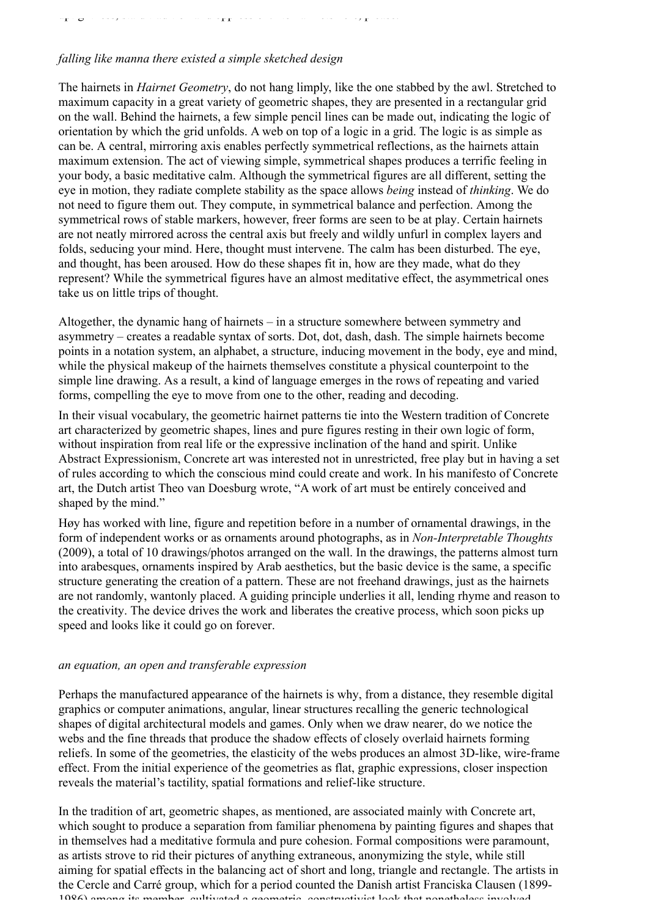*falling like manna there existed a simple sketched design*

The hairnets in *Hairnet Geometry*, do not hang limply, like the one stabbed by the awl. Stretched to maximum capacity in a great variety of geometric shapes, they are presented in a rectangular grid on the wall. Behind the hairnets, a few simple pencil lines can be made out, indicating the logic of orientation by which the grid unfolds. A web on top of a logic in a grid. The logic is as simple as can be. A central, mirroring axis enables perfectly symmetrical reflections, as the hairnets attain maximum extension. The act of viewing simple, symmetrical shapes produces a terrific feeling in your body, a basic meditative calm. Although the symmetrical figures are all different, setting the eye in motion, they radiate complete stability as the space allows *being* instead of *thinking*. We do not need to figure them out. They compute, in symmetrical balance and perfection. Among the symmetrical rows of stable markers, however, freer forms are seen to be at play. Certain hairnets are not neatly mirrored across the central axis but freely and wildly unfurl in complex layers and folds, seducing your mind. Here, thought must intervene. The calm has been disturbed. The eye, and thought, has been aroused. How do these shapes fit in, how are they made, what do they represent? While the symmetrical figures have an almost meditative effect, the asymmetrical ones take us on little trips of thought.

Altogether, the dynamic hang of hairnets – in a structure somewhere between symmetry and asymmetry – creates a readable syntax of sorts. Dot, dot, dash, dash. The simple hairnets become points in a notation system, an alphabet, a structure, inducing movement in the body, eye and mind, while the physical makeup of the hairnets themselves constitute a physical counterpoint to the simple line drawing. As a result, a kind of language emerges in the rows of repeating and varied forms, compelling the eye to move from one to the other, reading and decoding.

In their visual vocabulary, the geometric hairnet patterns tie into the Western tradition of Concrete art characterized by geometric shapes, lines and pure figures resting in their own logic of form, without inspiration from real life or the expressive inclination of the hand and spirit. Unlike Abstract Expressionism, Concrete art was interested not in unrestricted, free play but in having a set of rules according to which the conscious mind could create and work. In his manifesto of Concrete art, the Dutch artist Theo van Doesburg wrote, "A work of art must be entirely conceived and shaped by the mind."

Høy has worked with line, figure and repetition before in a number of ornamental drawings, in the form of independent works or as ornaments around photographs, as in *Non-Interpretable Thoughts* (2009), a total of 10 drawings/photos arranged on the wall. In the drawings, the patterns almost turn into arabesques, ornaments inspired by Arab aesthetics, but the basic device is the same, a specific structure generating the creation of a pattern. These are not freehand drawings, just as the hairnets are not randomly, wantonly placed. A guiding principle underlies it all, lending rhyme and reason to the creativity. The device drives the work and liberates the creative process, which soon picks up speed and looks like it could go on forever.

*an equation, an open and transferable expression*

Perhaps the manufactured appearance of the hairnets is why, from a distance, they resemble digital graphics or computer animations, angular, linear structures recalling the generic technological shapes of digital architectural models and games. Only when we draw nearer, do we notice the webs and the fine threads that produce the shadow effects of closely overlaid hairnets forming reliefs. In some of the geometries, the elasticity of the webs produces an almost 3D-like, wire-frame effect. From the initial experience of the geometries as flat, graphic expressions, closer inspection reveals the material's tactility, spatial formations and relief-like structure.

In the tradition of art, geometric shapes, as mentioned, are associated mainly with Concrete art, which sought to produce a separation from familiar phenomena by painting figures and shapes that in themselves had a meditative formula and pure cohesion. Formal compositions were paramount, as artists strove to rid their pictures of anything extraneous, anonymizing the style, while still aiming for spatial effects in the balancing act of short and long, triangle and rectangle. The artists in the Cercle and Carré group, which for a period counted the Danish artist Franciska Clausen (1899-1986) among its member, cultivated a geometric, constructivist look that nonetheless involved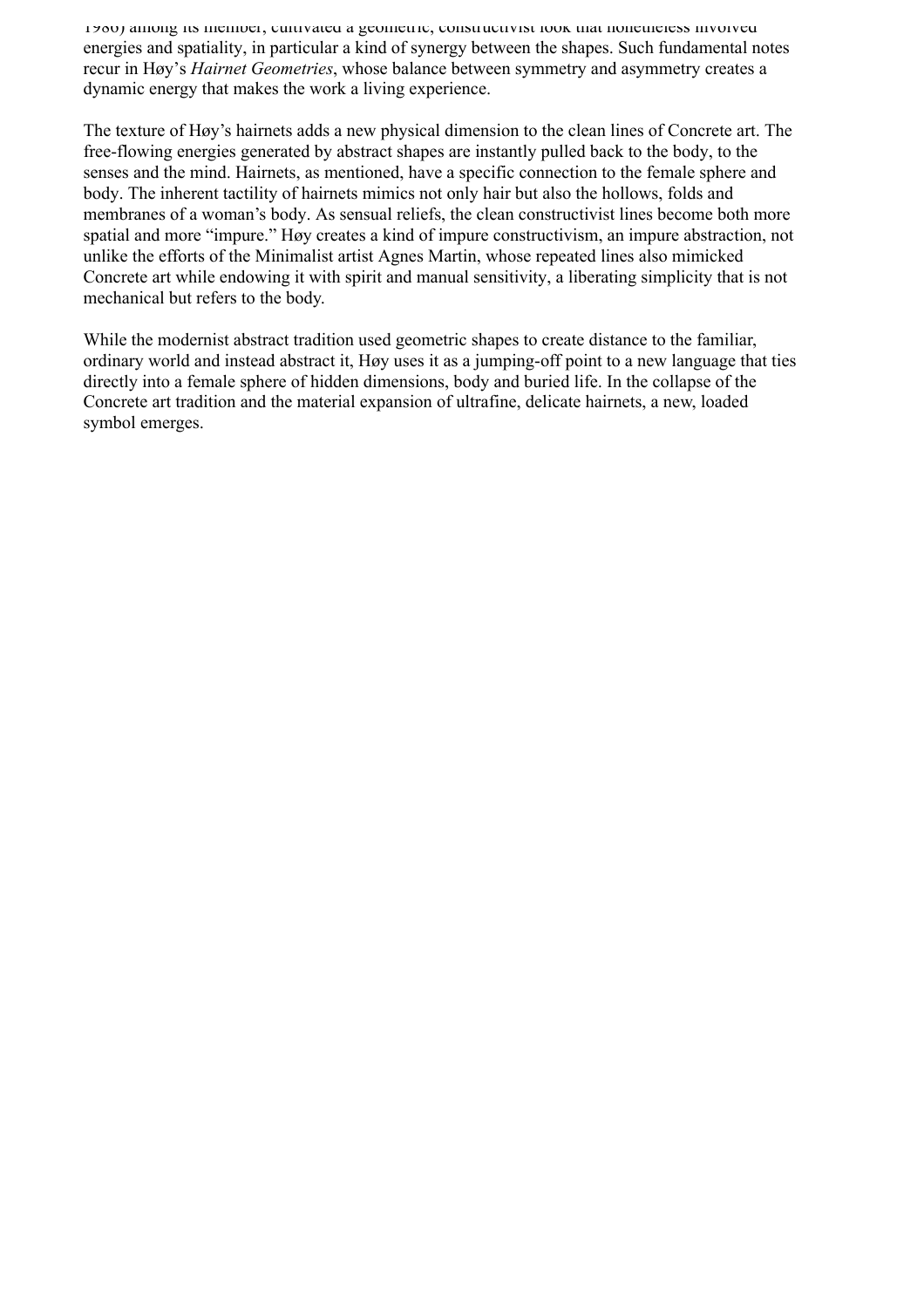1986) among its member, cultivated a geometric, constructivist look that nonetheless involved energies and spatiality, in particular a kind of synergy between the shapes. Such fundamental notes recur in Høy's *Hairnet Geometries*, whose balance between symmetry and asymmetry creates a dynamic energy that makes the work a living experience.

The texture of Høy's hairnets adds a new physical dimension to the clean lines of Concrete art. The free-flowing energies generated by abstract shapes are instantly pulled back to the body, to the senses and the mind. Hairnets, as mentioned, have a specific connection to the female sphere and body. The inherent tactility of hairnets mimics not only hair but also the hollows, folds and membranes of a woman's body. As sensual reliefs, the clean constructivist lines become both more spatial and more "impure." Høy creates a kind of impure constructivism, an impure abstraction, not unlike the efforts of the Minimalist artist Agnes Martin, whose repeated lines also mimicked Concrete art while endowing it with spirit and manual sensitivity, a liberating simplicity that is not mechanical but refers to the body.

While the modernist abstract tradition used geometric shapes to create distance to the familiar, ordinary world and instead abstract it, Høy uses it as a jumping-off point to a new language that ties directly into a female sphere of hidden dimensions, body and buried life. In the collapse of the Concrete art tradition and the material expansion of ultrafine, delicate hairnets, a new, loaded symbol emerges.